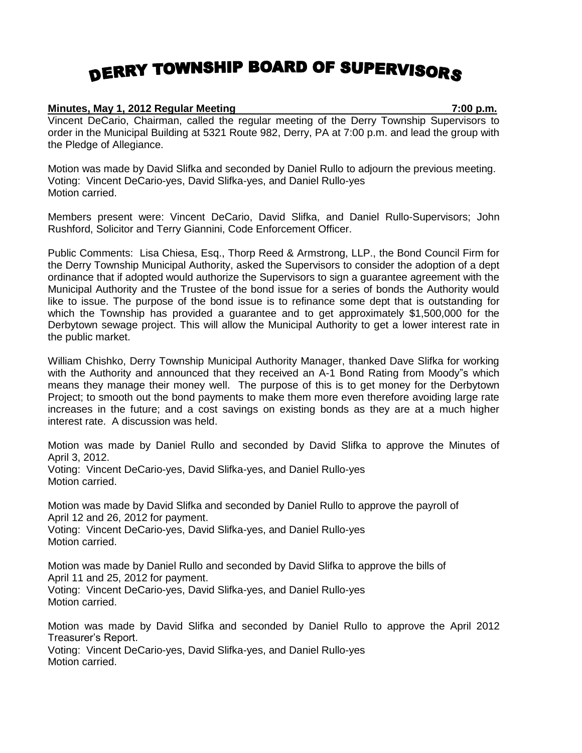# DERRY TOWNSHIP BOARD OF SUPERVISORS

**Minutes, May 1, 2012 Regular Meeting 7:00 p.m.**

Vincent DeCario, Chairman, called the regular meeting of the Derry Township Supervisors to order in the Municipal Building at 5321 Route 982, Derry, PA at 7:00 p.m. and lead the group with the Pledge of Allegiance.

Motion was made by David Slifka and seconded by Daniel Rullo to adjourn the previous meeting.
Voting: Vincent DeCario-yes, David Slifka-yes, and Daniel Rullo-yes
Motion carried.

Members present were: Vincent DeCario, David Slifka, and Daniel Rullo-Supervisors; John Rushford, Solicitor and Terry Giannini, Code Enforcement Officer.

Public Comments: Lisa Chiesa, Esq., Thorp Reed & Armstrong, LLP., the Bond Council Firm for the Derry Township Municipal Authority, asked the Supervisors to consider the adoption of a dept ordinance that if adopted would authorize the Supervisors to sign a guarantee agreement with the Municipal Authority and the Trustee of the bond issue for a series of bonds the Authority would like to issue. The purpose of the bond issue is to refinance some dept that is outstanding for which the Township has provided a guarantee and to get approximately $1,500,000 for the Derbytown sewage project. This will allow the Municipal Authority to get a lower interest rate in the public market.

William Chishko, Derry Township Municipal Authority Manager, thanked Dave Slifka for working with the Authority and announced that they received an A-1 Bond Rating from Moody"s which means they manage their money well. The purpose of this is to get money for the Derbytown Project; to smooth out the bond payments to make them more even therefore avoiding large rate increases in the future; and a cost savings on existing bonds as they are at a much higher interest rate. A discussion was held.

Motion was made by Daniel Rullo and seconded by David Slifka to approve the Minutes of April 3, 2012.
Voting: Vincent DeCario-yes, David Slifka-yes, and Daniel Rullo-yes
Motion carried.

Motion was made by David Slifka and seconded by Daniel Rullo to approve the payroll of April 12 and 26, 2012 for payment.
Voting: Vincent DeCario-yes, David Slifka-yes, and Daniel Rullo-yes
Motion carried.

Motion was made by Daniel Rullo and seconded by David Slifka to approve the bills of April 11 and 25, 2012 for payment.
Voting: Vincent DeCario-yes, David Slifka-yes, and Daniel Rullo-yes
Motion carried.

Motion was made by David Slifka and seconded by Daniel Rullo to approve the April 2012 Treasurer's Report.
Voting: Vincent DeCario-yes, David Slifka-yes, and Daniel Rullo-yes
Motion carried.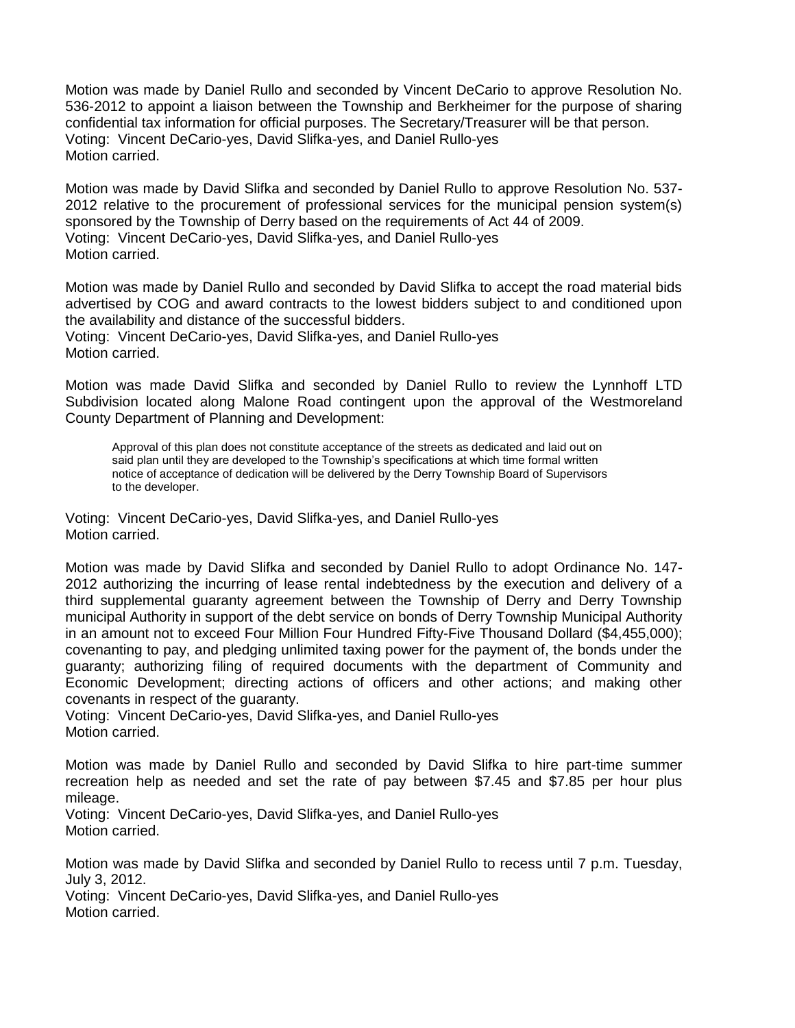Motion was made by Daniel Rullo and seconded by Vincent DeCario to approve Resolution No. 536-2012 to appoint a liaison between the Township and Berkheimer for the purpose of sharing confidential tax information for official purposes. The Secretary/Treasurer will be that person.
Voting: Vincent DeCario-yes, David Slifka-yes, and Daniel Rullo-yes
Motion carried.

Motion was made by David Slifka and seconded by Daniel Rullo to approve Resolution No. 537-2012 relative to the procurement of professional services for the municipal pension system(s) sponsored by the Township of Derry based on the requirements of Act 44 of 2009.
Voting: Vincent DeCario-yes, David Slifka-yes, and Daniel Rullo-yes
Motion carried.

Motion was made by Daniel Rullo and seconded by David Slifka to accept the road material bids advertised by COG and award contracts to the lowest bidders subject to and conditioned upon the availability and distance of the successful bidders.
Voting: Vincent DeCario-yes, David Slifka-yes, and Daniel Rullo-yes
Motion carried.

Motion was made David Slifka and seconded by Daniel Rullo to review the Lynnhoff LTD Subdivision located along Malone Road contingent upon the approval of the Westmoreland County Department of Planning and Development:

> Approval of this plan does not constitute acceptance of the streets as dedicated and laid out on said plan until they are developed to the Township's specifications at which time formal written notice of acceptance of dedication will be delivered by the Derry Township Board of Supervisors to the developer.

Voting: Vincent DeCario-yes, David Slifka-yes, and Daniel Rullo-yes
Motion carried.

Motion was made by David Slifka and seconded by Daniel Rullo to adopt Ordinance No. 147-2012 authorizing the incurring of lease rental indebtedness by the execution and delivery of a third supplemental guaranty agreement between the Township of Derry and Derry Township municipal Authority in support of the debt service on bonds of Derry Township Municipal Authority in an amount not to exceed Four Million Four Hundred Fifty-Five Thousand Dollard ($4,455,000); covenanting to pay, and pledging unlimited taxing power for the payment of, the bonds under the guaranty; authorizing filing of required documents with the department of Community and Economic Development; directing actions of officers and other actions; and making other covenants in respect of the guaranty.
Voting: Vincent DeCario-yes, David Slifka-yes, and Daniel Rullo-yes
Motion carried.

Motion was made by Daniel Rullo and seconded by David Slifka to hire part-time summer recreation help as needed and set the rate of pay between $7.45 and $7.85 per hour plus mileage.
Voting: Vincent DeCario-yes, David Slifka-yes, and Daniel Rullo-yes
Motion carried.

Motion was made by David Slifka and seconded by Daniel Rullo to recess until 7 p.m. Tuesday, July 3, 2012.
Voting: Vincent DeCario-yes, David Slifka-yes, and Daniel Rullo-yes
Motion carried.